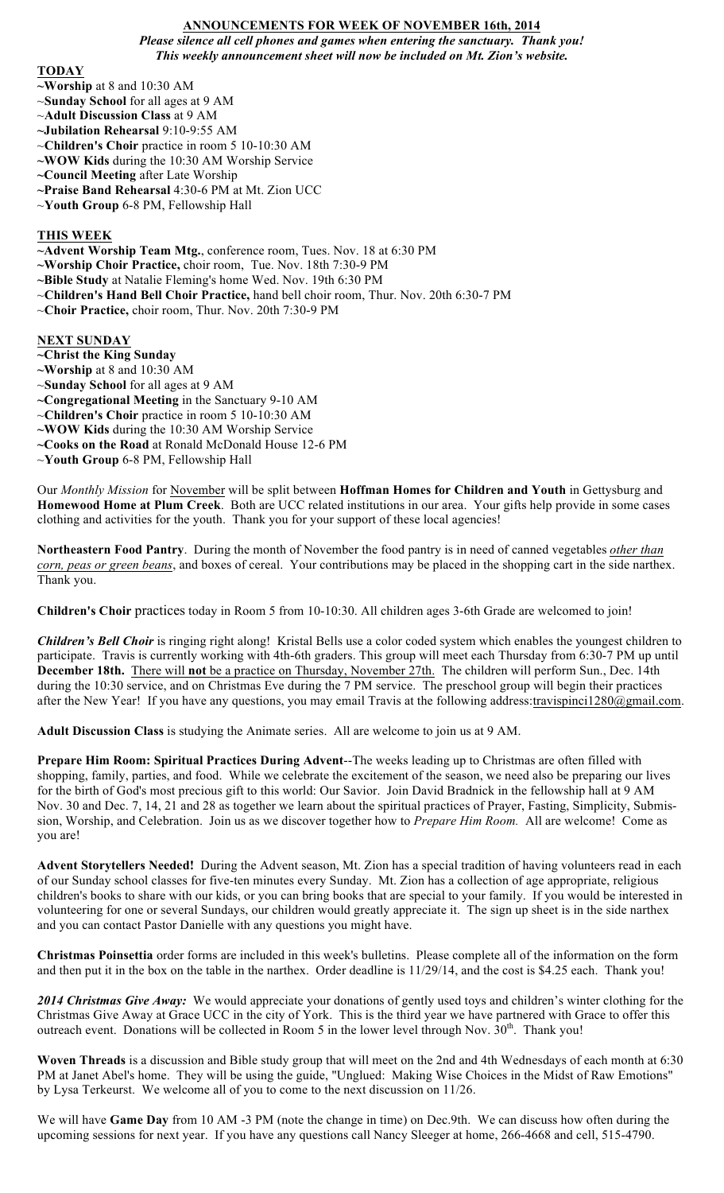# ANNOUNCEMENTS FOR WEEK OF NOVEMBER 16th, 2014

***Please silence all cell phones and games when entering the sanctuary. Thank you!***
***This weekly announcement sheet will now be included on Mt. Zion's website.***

## TODAY

~**Worship** at 8 and 10:30 AM
~**Sunday School** for all ages at 9 AM
~**Adult Discussion Class** at 9 AM
~**Jubilation Rehearsal** 9:10-9:55 AM
~**Children's Choir** practice in room 5 10-10:30 AM
~**WOW Kids** during the 10:30 AM Worship Service
~**Council Meeting** after Late Worship
~**Praise Band Rehearsal** 4:30-6 PM at Mt. Zion UCC
~**Youth Group** 6-8 PM, Fellowship Hall

## THIS WEEK

~**Advent Worship Team Mtg.**, conference room, Tues. Nov. 18 at 6:30 PM
~**Worship Choir Practice,** choir room, Tue. Nov. 18th 7:30-9 PM
~**Bible Study** at Natalie Fleming's home Wed. Nov. 19th 6:30 PM
~**Children's Hand Bell Choir Practice,** hand bell choir room, Thur. Nov. 20th 6:30-7 PM
~**Choir Practice,** choir room, Thur. Nov. 20th 7:30-9 PM

## NEXT SUNDAY

~**Christ the King Sunday**
~**Worship** at 8 and 10:30 AM
~**Sunday School** for all ages at 9 AM
~**Congregational Meeting** in the Sanctuary 9-10 AM
~**Children's Choir** practice in room 5 10-10:30 AM
~**WOW Kids** during the 10:30 AM Worship Service
~**Cooks on the Road** at Ronald McDonald House 12-6 PM
~**Youth Group** 6-8 PM, Fellowship Hall

Our *Monthly Mission* for November will be split between **Hoffman Homes for Children and Youth** in Gettysburg and **Homewood Home at Plum Creek**. Both are UCC related institutions in our area. Your gifts help provide in some cases clothing and activities for the youth. Thank you for your support of these local agencies!

**Northeastern Food Pantry**. During the month of November the food pantry is in need of canned vegetables ***other than corn, peas or green beans***, and boxes of cereal. Your contributions may be placed in the shopping cart in the side narthex. Thank you.

**Children's Choir** practices today in Room 5 from 10-10:30. All children ages 3-6th Grade are welcomed to join!

***Children's Bell Choir*** is ringing right along! Kristal Bells use a color coded system which enables the youngest children to participate. Travis is currently working with 4th-6th graders. This group will meet each Thursday from 6:30-7 PM up until **December 18th.** There will **not** be a practice on Thursday, November 27th. The children will perform Sun., Dec. 14th during the 10:30 service, and on Christmas Eve during the 7 PM service. The preschool group will begin their practices after the New Year! If you have any questions, you may email Travis at the following address:travispinci1280@gmail.com.

**Adult Discussion Class** is studying the Animate series. All are welcome to join us at 9 AM.

**Prepare Him Room: Spiritual Practices During Advent**--The weeks leading up to Christmas are often filled with shopping, family, parties, and food. While we celebrate the excitement of the season, we need also be preparing our lives for the birth of God's most precious gift to this world: Our Savior. Join David Bradnick in the fellowship hall at 9 AM Nov. 30 and Dec. 7, 14, 21 and 28 as together we learn about the spiritual practices of Prayer, Fasting, Simplicity, Submission, Worship, and Celebration. Join us as we discover together how to *Prepare Him Room.* All are welcome! Come as you are!

**Advent Storytellers Needed!** During the Advent season, Mt. Zion has a special tradition of having volunteers read in each of our Sunday school classes for five-ten minutes every Sunday. Mt. Zion has a collection of age appropriate, religious children's books to share with our kids, or you can bring books that are special to your family. If you would be interested in volunteering for one or several Sundays, our children would greatly appreciate it. The sign up sheet is in the side narthex and you can contact Pastor Danielle with any questions you might have.

**Christmas Poinsettia** order forms are included in this week's bulletins. Please complete all of the information on the form and then put it in the box on the table in the narthex. Order deadline is 11/29/14, and the cost is $4.25 each. Thank you!

***2014 Christmas Give Away:*** We would appreciate your donations of gently used toys and children's winter clothing for the Christmas Give Away at Grace UCC in the city of York. This is the third year we have partnered with Grace to offer this outreach event. Donations will be collected in Room 5 in the lower level through Nov. 30th. Thank you!

**Woven Threads** is a discussion and Bible study group that will meet on the 2nd and 4th Wednesdays of each month at 6:30 PM at Janet Abel's home. They will be using the guide, "Unglued: Making Wise Choices in the Midst of Raw Emotions" by Lysa Terkeurst. We welcome all of you to come to the next discussion on 11/26.

We will have **Game Day** from 10 AM -3 PM (note the change in time) on Dec.9th. We can discuss how often during the upcoming sessions for next year. If you have any questions call Nancy Sleeger at home, 266-4668 and cell, 515-4790.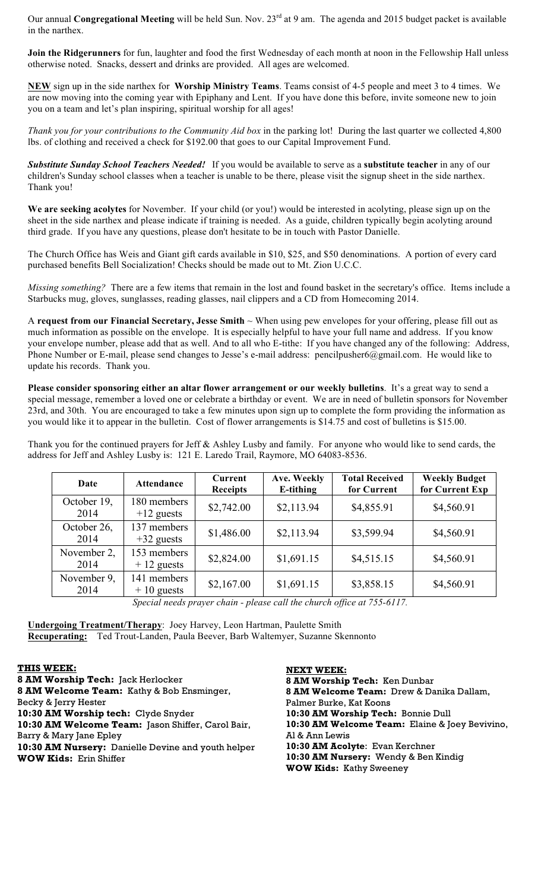Our annual **Congregational Meeting** will be held Sun. Nov. 23rd at 9 am. The agenda and 2015 budget packet is available in the narthex.

**Join the Ridgerunners** for fun, laughter and food the first Wednesday of each month at noon in the Fellowship Hall unless otherwise noted. Snacks, dessert and drinks are provided. All ages are welcomed.

**NEW** sign up in the side narthex for **Worship Ministry Teams**. Teams consist of 4-5 people and meet 3 to 4 times. We are now moving into the coming year with Epiphany and Lent. If you have done this before, invite someone new to join you on a team and let's plan inspiring, spiritual worship for all ages!

*Thank you for your contributions to the Community Aid box* in the parking lot! During the last quarter we collected 4,800 lbs. of clothing and received a check for $192.00 that goes to our Capital Improvement Fund.

***Substitute Sunday School Teachers Needed!*** If you would be available to serve as a **substitute teacher** in any of our children's Sunday school classes when a teacher is unable to be there, please visit the signup sheet in the side narthex. Thank you!

**We are seeking acolytes** for November. If your child (or you!) would be interested in acolyting, please sign up on the sheet in the side narthex and please indicate if training is needed. As a guide, children typically begin acolyting around third grade. If you have any questions, please don't hesitate to be in touch with Pastor Danielle.

The Church Office has Weis and Giant gift cards available in $10, $25, and $50 denominations. A portion of every card purchased benefits Bell Socialization! Checks should be made out to Mt. Zion U.C.C.

*Missing something?* There are a few items that remain in the lost and found basket in the secretary's office. Items include a Starbucks mug, gloves, sunglasses, reading glasses, nail clippers and a CD from Homecoming 2014.

A **request from our Financial Secretary, Jesse Smith** ~ When using pew envelopes for your offering, please fill out as much information as possible on the envelope. It is especially helpful to have your full name and address. If you know your envelope number, please add that as well. And to all who E-tithe: If you have changed any of the following: Address, Phone Number or E-mail, please send changes to Jesse's e-mail address: pencilpusher6@gmail.com. He would like to update his records. Thank you.

**Please consider sponsoring either an altar flower arrangement or our weekly bulletins**. It's a great way to send a special message, remember a loved one or celebrate a birthday or event. We are in need of bulletin sponsors for November 23rd, and 30th. You are encouraged to take a few minutes upon sign up to complete the form providing the information as you would like it to appear in the bulletin. Cost of flower arrangements is $14.75 and cost of bulletins is $15.00.

Thank you for the continued prayers for Jeff & Ashley Lusby and family. For anyone who would like to send cards, the address for Jeff and Ashley Lusby is: 121 E. Laredo Trail, Raymore, MO 64083-8536.

| Date | Attendance | Current Receipts | Ave. Weekly E-tithing | Total Received for Current | Weekly Budget for Current Exp |
|---|---|---|---|---|---|
| October 19, 2014 | 180 members +12 guests | $2,742.00 | $2,113.94 | $4,855.91 | $4,560.91 |
| October 26, 2014 | 137 members +32 guests | $1,486.00 | $2,113.94 | $3,599.94 | $4,560.91 |
| November 2, 2014 | 153 members + 12 guests | $2,824.00 | $1,691.15 | $4,515.15 | $4,560.91 |
| November 9, 2014 | 141 members + 10 guests | $2,167.00 | $1,691.15 | $3,858.15 | $4,560.91 |

*Special needs prayer chain - please call the church office at 755-6117.*

**Undergoing Treatment/Therapy**: Joey Harvey, Leon Hartman, Paulette Smith
**Recuperating:** Ted Trout-Landen, Paula Beever, Barb Waltemyer, Suzanne Skennonto

**THIS WEEK:**
**8 AM Worship Tech:** Jack Herlocker
**8 AM Welcome Team:** Kathy & Bob Ensminger, Becky & Jerry Hester
**10:30 AM Worship tech:** Clyde Snyder
**10:30 AM Welcome Team:** Jason Shiffer, Carol Bair, Barry & Mary Jane Epley
**10:30 AM Nursery:** Danielle Devine and youth helper
**WOW Kids:** Erin Shiffer

**NEXT WEEK:**
**8 AM Worship Tech:** Ken Dunbar
**8 AM Welcome Team:** Drew & Danika Dallam, Palmer Burke, Kat Koons
**10:30 AM Worship Tech:** Bonnie Dull
**10:30 AM Welcome Team:** Elaine & Joey Bevivino, Al & Ann Lewis
**10:30 AM Acolyte**: Evan Kerchner
**10:30 AM Nursery:** Wendy & Ben Kindig
**WOW Kids:** Kathy Sweeney